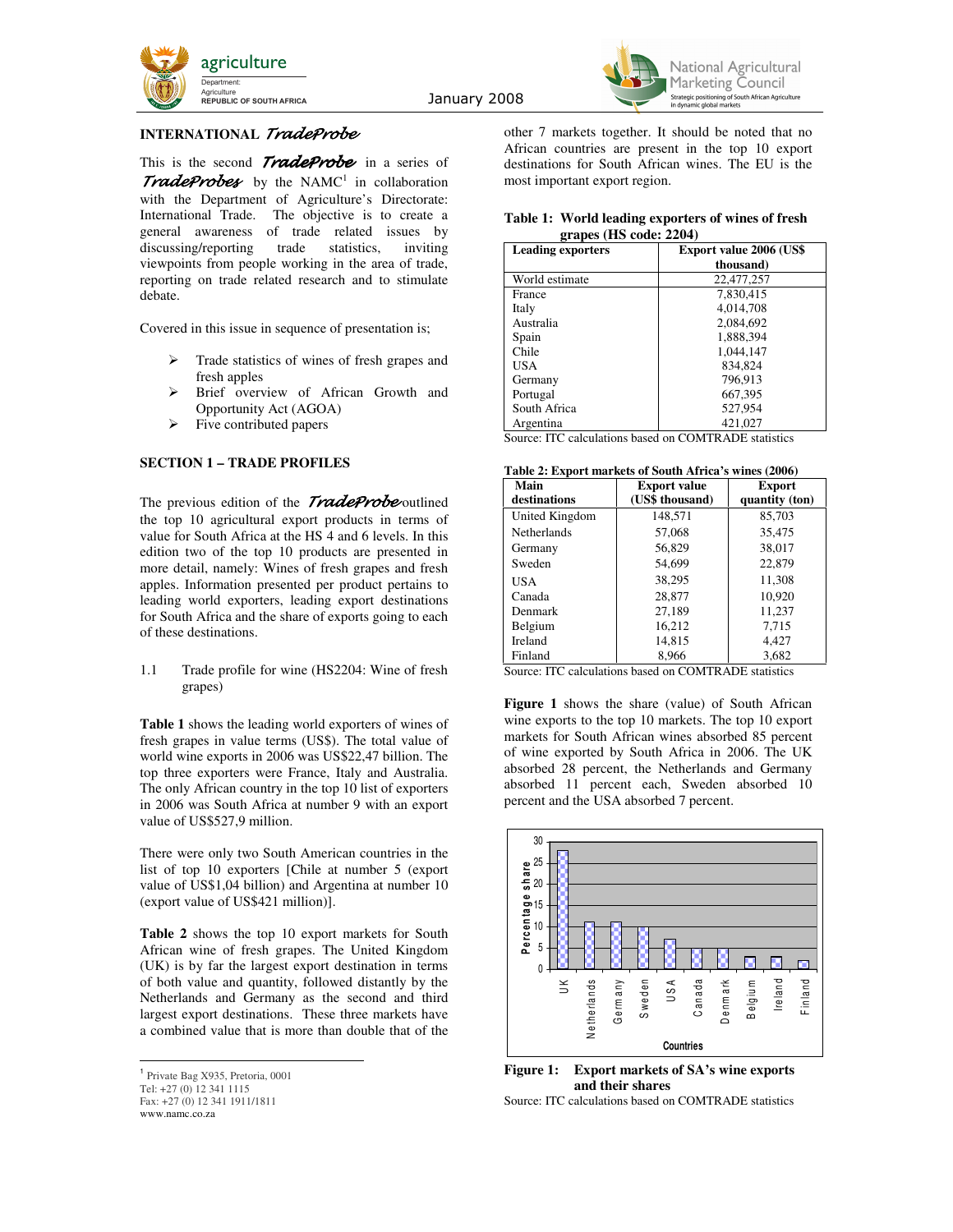January 2008

## INTERNATIONAL *TradeProbe*

This is the second ***TradeProbe*** in a series of ***TradeProbes*** by the NAMC[1] in collaboration with the Department of Agriculture's Directorate: International Trade. The objective is to create a general awareness of trade related issues by discussing/reporting trade statistics, inviting viewpoints from people working in the area of trade, reporting on trade related research and to stimulate debate.

Covered in this issue in sequence of presentation is;

- Trade statistics of wines of fresh grapes and fresh apples
- Brief overview of African Growth and Opportunity Act (AGOA)
- Five contributed papers

## SECTION 1 – TRADE PROFILES

The previous edition of the *TradeProbe* outlined the top 10 agricultural export products in terms of value for South Africa at the HS 4 and 6 levels. In this edition two of the top 10 products are presented in more detail, namely: Wines of fresh grapes and fresh apples. Information presented per product pertains to leading world exporters, leading export destinations for South Africa and the share of exports going to each of these destinations.

### 1.1 Trade profile for wine (HS2204: Wine of fresh grapes)

**Table 1** shows the leading world exporters of wines of fresh grapes in value terms (US$). The total value of world wine exports in 2006 was US$22,47 billion. The top three exporters were France, Italy and Australia. The only African country in the top 10 list of exporters in 2006 was South Africa at number 9 with an export value of US$527,9 million.

There were only two South American countries in the list of top 10 exporters [Chile at number 5 (export value of US$1,04 billion) and Argentina at number 10 (export value of US$421 million)].

**Table 2** shows the top 10 export markets for South African wine of fresh grapes. The United Kingdom (UK) is by far the largest export destination in terms of both value and quantity, followed distantly by the Netherlands and Germany as the second and third largest export destinations. These three markets have a combined value that is more than double that of the other 7 markets together. It should be noted that no African countries are present in the top 10 export destinations for South African wines. The EU is the most important export region.

**Table 1: World leading exporters of wines of fresh grapes (HS code: 2204)**

| Leading exporters | Export value 2006 (US$ thousand) |
|---|---|
| World estimate | 22,477,257 |
| France | 7,830,415 |
| Italy | 4,014,708 |
| Australia | 2,084,692 |
| Spain | 1,888,394 |
| Chile | 1,044,147 |
| USA | 834,824 |
| Germany | 796,913 |
| Portugal | 667,395 |
| South Africa | 527,954 |
| Argentina | 421,027 |

Source: ITC calculations based on COMTRADE statistics

**Table 2: Export markets of South Africa's wines (2006)**

| Main destinations | Export value (US$ thousand) | Export quantity (ton) |
|---|---|---|
| United Kingdom | 148,571 | 85,703 |
| Netherlands | 57,068 | 35,475 |
| Germany | 56,829 | 38,017 |
| Sweden | 54,699 | 22,879 |
| USA | 38,295 | 11,308 |
| Canada | 28,877 | 10,920 |
| Denmark | 27,189 | 11,237 |
| Belgium | 16,212 | 7,715 |
| Ireland | 14,815 | 4,427 |
| Finland | 8,966 | 3,682 |

Source: ITC calculations based on COMTRADE statistics

**Figure 1** shows the share (value) of South African wine exports to the top 10 markets. The top 10 export markets for South African wines absorbed 85 percent of wine exported by South Africa in 2006. The UK absorbed 28 percent, the Netherlands and Germany absorbed 11 percent each, Sweden absorbed 10 percent and the USA absorbed 7 percent.

Percentage share
0
5
10
15
20
25
30
UK
Netherlands
Germany
Sweden
USA
Canada
Denmark
Belgium
Ireland
Finland
Countries

**Figure 1: Export markets of SA's wine exports and their shares**

Source: ITC calculations based on COMTRADE statistics

---

[1] Private Bag X935, Pretoria, 0001
Tel: +27 (0) 12 341 1115
Fax: +27 (0) 12 341 1911/1811
www.namc.co.za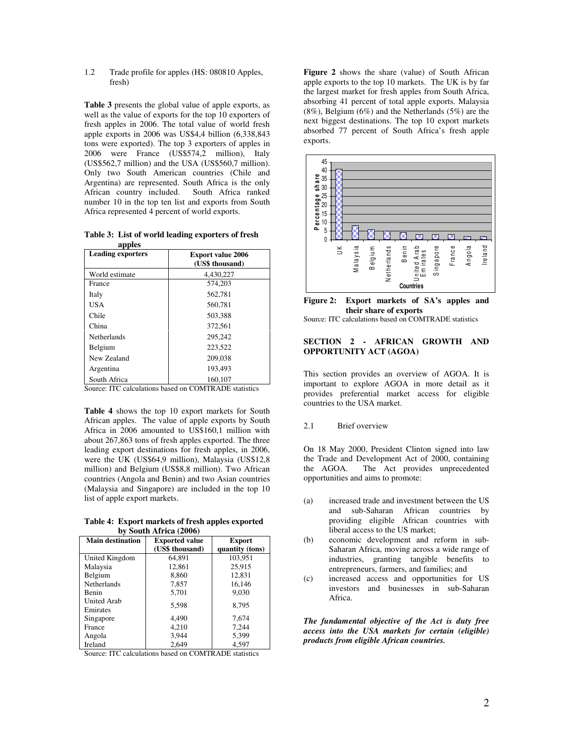1.2 Trade profile for apples (HS: 080810 Apples, fresh)

**Table 3** presents the global value of apple exports, as well as the value of exports for the top 10 exporters of fresh apples in 2006. The total value of world fresh apple exports in 2006 was US$4,4 billion (6,338,843 tons were exported). The top 3 exporters of apples in 2006 were France (US$574,2 million), Italy (US$562,7 million) and the USA (US$560,7 million). Only two South American countries (Chile and Argentina) are represented. South Africa is the only African country included. South Africa ranked number 10 in the top ten list and exports from South Africa represented 4 percent of world exports.

**Table 3: List of world leading exporters of fresh apples**

| Leading exporters | Export value 2006 (US$ thousand) |
|---|---|
| World estimate | 4,430,227 |
| France | 574,203 |
| Italy | 562,781 |
| USA | 560,781 |
| Chile | 503,388 |
| China | 372,561 |
| Netherlands | 295,242 |
| Belgium | 223,522 |
| New Zealand | 209,038 |
| Argentina | 193,493 |
| South Africa | 160,107 |

Source: ITC calculations based on COMTRADE statistics

**Table 4** shows the top 10 export markets for South African apples. The value of apple exports by South Africa in 2006 amounted to US$160,1 million with about 267,863 tons of fresh apples exported. The three leading export destinations for fresh apples, in 2006, were the UK (US$64,9 million), Malaysia (US$12,8 million) and Belgium (US$8,8 million). Two African countries (Angola and Benin) and two Asian countries (Malaysia and Singapore) are included in the top 10 list of apple export markets.

**Table 4: Export markets of fresh apples exported by South Africa (2006)**

| Main destination | Exported value (US$ thousand) | Export quantity (tons) |
|---|---|---|
| United Kingdom | 64,891 | 103,951 |
| Malaysia | 12,861 | 25,915 |
| Belgium | 8,860 | 12,831 |
| Netherlands | 7,857 | 16,146 |
| Benin | 5,701 | 9,030 |
| United Arab Emirates | 5,598 | 8,795 |
| Singapore | 4,490 | 7,674 |
| France | 4,210 | 7,244 |
| Angola | 3,944 | 5,399 |
| Ireland | 2,649 | 4,597 |

Source: ITC calculations based on COMTRADE statistics

**Figure 2** shows the share (value) of South African apple exports to the top 10 markets. The UK is by far the largest market for fresh apples from South Africa, absorbing 41 percent of total apple exports. Malaysia (8%), Belgium (6%) and the Netherlands (5%) are the next biggest destinations. The top 10 export markets absorbed 77 percent of South Africa's fresh apple exports.

Percentage share
45
40
35
30
25
20
15
10
5
0
UK
Malaysia
Belgium
Netherlands
Benin
United Arab Emirates
Singapore
France
Angola
Ireland
Countries

**Figure 2: Export markets of SA's apples and their share of exports**
Source: ITC calculations based on COMTRADE statistics

## SECTION 2 - AFRICAN GROWTH AND OPPORTUNITY ACT (AGOA)

This section provides an overview of AGOA. It is important to explore AGOA in more detail as it provides preferential market access for eligible countries to the USA market.

### 2.1 Brief overview

On 18 May 2000, President Clinton signed into law the Trade and Development Act of 2000, containing the AGOA. The Act provides unprecedented opportunities and aims to promote:

(a) increased trade and investment between the US and sub-Saharan African countries by providing eligible African countries with liberal access to the US market;

(b) economic development and reform in sub-Saharan Africa, moving across a wide range of industries, granting tangible benefits to entrepreneurs, farmers, and families; and

(c) increased access and opportunities for US investors and businesses in sub-Saharan Africa.

***The fundamental objective of the Act is duty free access into the USA markets for certain (eligible) products from eligible African countries.***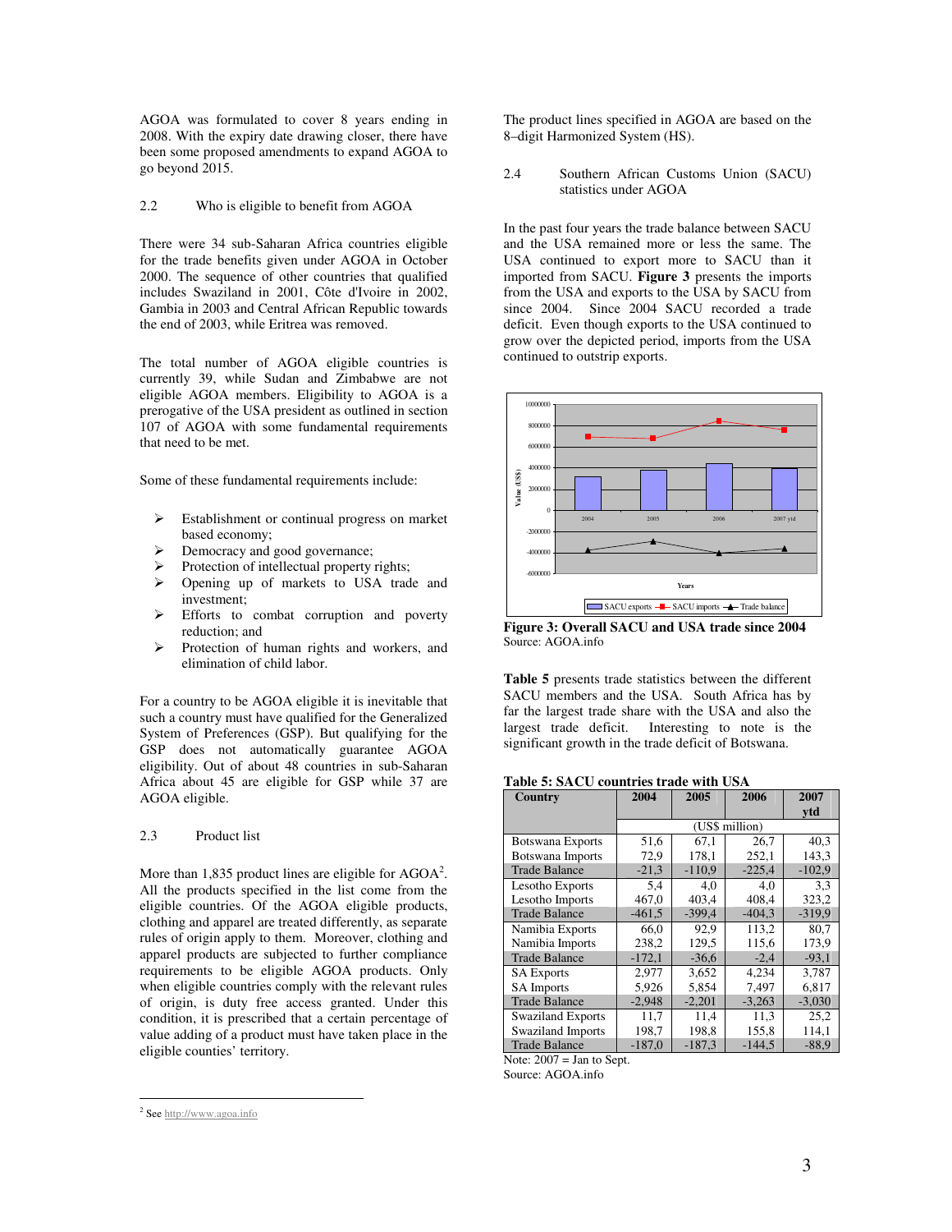AGOA was formulated to cover 8 years ending in 2008. With the expiry date drawing closer, there have been some proposed amendments to expand AGOA to go beyond 2015.

## 2.2 Who is eligible to benefit from AGOA

There were 34 sub-Saharan Africa countries eligible for the trade benefits given under AGOA in October 2000. The sequence of other countries that qualified includes Swaziland in 2001, Côte d'Ivoire in 2002, Gambia in 2003 and Central African Republic towards the end of 2003, while Eritrea was removed.

The total number of AGOA eligible countries is currently 39, while Sudan and Zimbabwe are not eligible AGOA members. Eligibility to AGOA is a prerogative of the USA president as outlined in section 107 of AGOA with some fundamental requirements that need to be met.

Some of these fundamental requirements include:

- Establishment or continual progress on market based economy;
- Democracy and good governance;
- Protection of intellectual property rights;
- Opening up of markets to USA trade and investment;
- Efforts to combat corruption and poverty reduction; and
- Protection of human rights and workers, and elimination of child labor.

For a country to be AGOA eligible it is inevitable that such a country must have qualified for the Generalized System of Preferences (GSP). But qualifying for the GSP does not automatically guarantee AGOA eligibility. Out of about 48 countries in sub-Saharan Africa about 45 are eligible for GSP while 37 are AGOA eligible.

## 2.3 Product list

More than 1,835 product lines are eligible for AGOA[2]. All the products specified in the list come from the eligible countries. Of the AGOA eligible products, clothing and apparel are treated differently, as separate rules of origin apply to them. Moreover, clothing and apparel products are subjected to further compliance requirements to be eligible AGOA products. Only when eligible countries comply with the relevant rules of origin, is duty free access granted. Under this condition, it is prescribed that a certain percentage of value adding of a product must have taken place in the eligible counties' territory.

The product lines specified in AGOA are based on the 8–digit Harmonized System (HS).

## 2.4 Southern African Customs Union (SACU) statistics under AGOA

In the past four years the trade balance between SACU and the USA remained more or less the same. The USA continued to export more to SACU than it imported from SACU. **Figure 3** presents the imports from the USA and exports to the USA by SACU from since 2004. Since 2004 SACU recorded a trade deficit. Even though exports to the USA continued to grow over the depicted period, imports from the USA continued to outstrip exports.

10000000
8000000
6000000
4000000
2000000
0
-2000000
-4000000
-6000000
Value (US$)
2004
2005
2006
2007 ytd
Years
SACU exports
SACU imports
Trade balance

**Figure 3: Overall SACU and USA trade since 2004**
Source: AGOA.info

**Table 5** presents trade statistics between the different SACU members and the USA. South Africa has by far the largest trade share with the USA and also the largest trade deficit. Interesting to note is the significant growth in the trade deficit of Botswana.

**Table 5: SACU countries trade with USA**

| Country | 2004 | 2005 | 2006 | 2007 ytd |
|---|---|---|---|---|
| | (US$ million) | | | |
| Botswana Exports | 51,6 | 67,1 | 26,7 | 40,3 |
| Botswana Imports | 72,9 | 178,1 | 252,1 | 143,3 |
| Trade Balance | -21,3 | -110,9 | -225,4 | -102,9 |
| Lesotho Exports | 5,4 | 4,0 | 4,0 | 3,3 |
| Lesotho Imports | 467,0 | 403,4 | 408,4 | 323,2 |
| Trade Balance | -461,5 | -399,4 | -404,3 | -319,9 |
| Namibia Exports | 66,0 | 92,9 | 113,2 | 80,7 |
| Namibia Imports | 238,2 | 129,5 | 115,6 | 173,9 |
| Trade Balance | -172,1 | -36,6 | -2,4 | -93,1 |
| SA Exports | 2,977 | 3,652 | 4,234 | 3,787 |
| SA Imports | 5,926 | 5,854 | 7,497 | 6,817 |
| Trade Balance | -2,948 | -2,201 | -3,263 | -3,030 |
| Swaziland Exports | 11,7 | 11,4 | 11,3 | 25,2 |
| Swaziland Imports | 198,7 | 198,8 | 155,8 | 114,1 |
| Trade Balance | -187,0 | -187,3 | -144,5 | -88,9 |

Note: 2007 = Jan to Sept.
Source: AGOA.info

[2] See http://www.agoa.info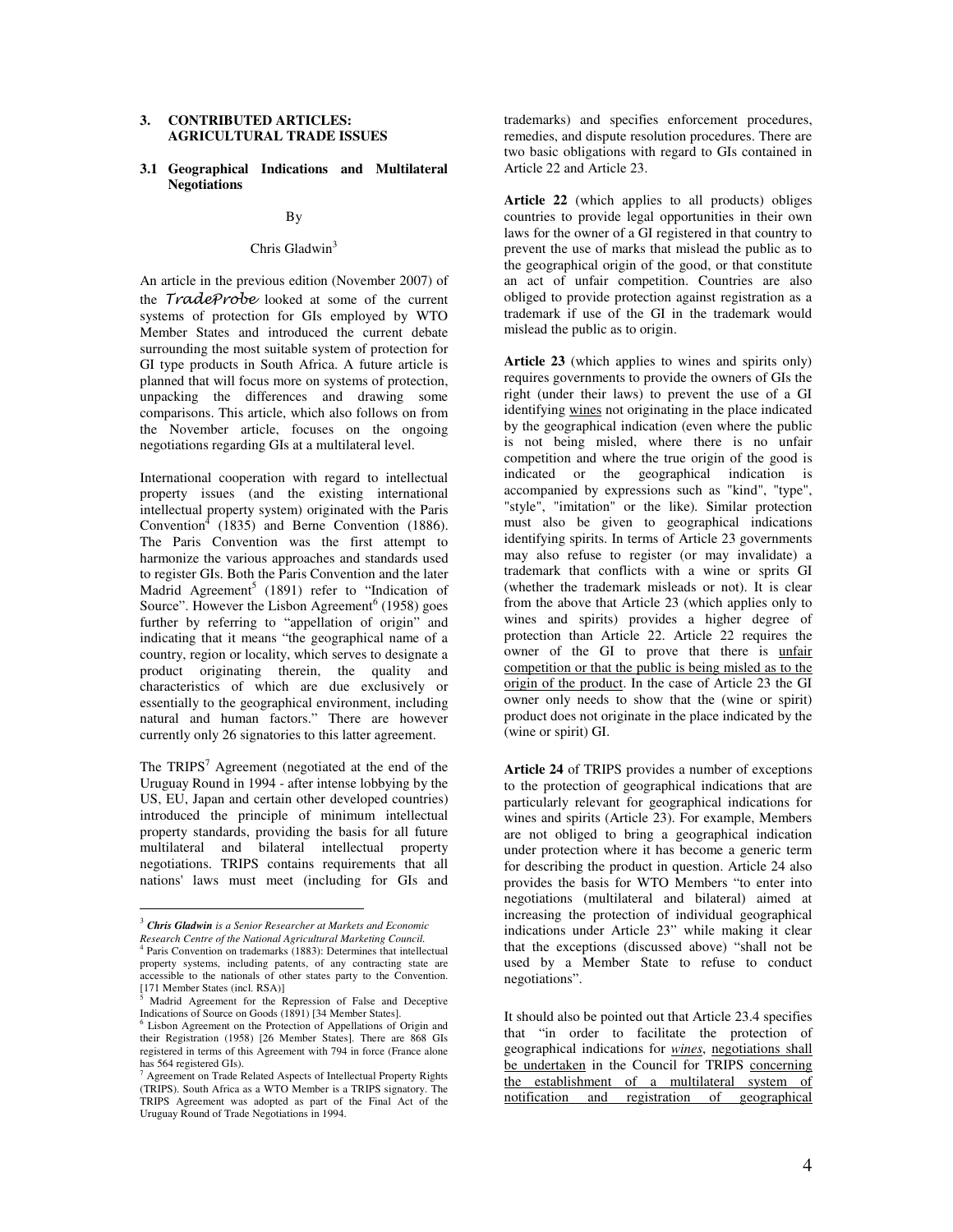## 3. CONTRIBUTED ARTICLES: AGRICULTURAL TRADE ISSUES

### 3.1 Geographical Indications and Multilateral Negotiations

By

Chris Gladwin[3]

An article in the previous edition (November 2007) of the *TradeProbe* looked at some of the current systems of protection for GIs employed by WTO Member States and introduced the current debate surrounding the most suitable system of protection for GI type products in South Africa. A future article is planned that will focus more on systems of protection, unpacking the differences and drawing some comparisons. This article, which also follows on from the November article, focuses on the ongoing negotiations regarding GIs at a multilateral level.

International cooperation with regard to intellectual property issues (and the existing international intellectual property system) originated with the Paris Convention[4] (1835) and Berne Convention (1886). The Paris Convention was the first attempt to harmonize the various approaches and standards used to register GIs. Both the Paris Convention and the later Madrid Agreement[5] (1891) refer to "Indication of Source". However the Lisbon Agreement[6] (1958) goes further by referring to "appellation of origin" and indicating that it means "the geographical name of a country, region or locality, which serves to designate a product originating therein, the quality and characteristics of which are due exclusively or essentially to the geographical environment, including natural and human factors." There are however currently only 26 signatories to this latter agreement.

The TRIPS[7] Agreement (negotiated at the end of the Uruguay Round in 1994 - after intense lobbying by the US, EU, Japan and certain other developed countries) introduced the principle of minimum intellectual property standards, providing the basis for all future multilateral and bilateral intellectual property negotiations. TRIPS contains requirements that all nations' laws must meet (including for GIs and trademarks) and specifies enforcement procedures, remedies, and dispute resolution procedures. There are two basic obligations with regard to GIs contained in Article 22 and Article 23.

**Article 22** (which applies to all products) obliges countries to provide legal opportunities in their own laws for the owner of a GI registered in that country to prevent the use of marks that mislead the public as to the geographical origin of the good, or that constitute an act of unfair competition. Countries are also obliged to provide protection against registration as a trademark if use of the GI in the trademark would mislead the public as to origin.

**Article 23** (which applies to wines and spirits only) requires governments to provide the owners of GIs the right (under their laws) to prevent the use of a GI identifying <u>wines</u> not originating in the place indicated by the geographical indication (even where the public is not being misled, where there is no unfair competition and where the true origin of the good is indicated or the geographical indication is accompanied by expressions such as "kind", "type", "style", "imitation" or the like). Similar protection must also be given to geographical indications identifying spirits. In terms of Article 23 governments may also refuse to register (or may invalidate) a trademark that conflicts with a wine or sprits GI (whether the trademark misleads or not). It is clear from the above that Article 23 (which applies only to wines and spirits) provides a higher degree of protection than Article 22. Article 22 requires the owner of the GI to prove that there is <u>unfair competition or that the public is being misled as to the origin of the product</u>. In the case of Article 23 the GI owner only needs to show that the (wine or spirit) product does not originate in the place indicated by the (wine or spirit) GI.

**Article 24** of TRIPS provides a number of exceptions to the protection of geographical indications that are particularly relevant for geographical indications for wines and spirits (Article 23). For example, Members are not obliged to bring a geographical indication under protection where it has become a generic term for describing the product in question. Article 24 also provides the basis for WTO Members "to enter into negotiations (multilateral and bilateral) aimed at increasing the protection of individual geographical indications under Article 23" while making it clear that the exceptions (discussed above) "shall not be used by a Member State to refuse to conduct negotiations".

It should also be pointed out that Article 23.4 specifies that "in order to facilitate the protection of geographical indications for ***<u>wines</u>***, <u>negotiations shall be undertaken</u> in the Council for TRIPS <u>concerning the establishment of a multilateral system of notification and registration of geographical</u>

---

[3] ***Chris Gladwin*** *is a Senior Researcher at Markets and Economic Research Centre of the National Agricultural Marketing Council.*

[4] Paris Convention on trademarks (1883): Determines that intellectual property systems, including patents, of any contracting state are accessible to the nationals of other states party to the Convention. [171 Member States (incl. RSA)]

[5] Madrid Agreement for the Repression of False and Deceptive Indications of Source on Goods (1891) [34 Member States].

[6] Lisbon Agreement on the Protection of Appellations of Origin and their Registration (1958) [26 Member States]. There are 868 GIs registered in terms of this Agreement with 794 in force (France alone has 564 registered GIs).

[7] Agreement on Trade Related Aspects of Intellectual Property Rights (TRIPS). South Africa as a WTO Member is a TRIPS signatory. The TRIPS Agreement was adopted as part of the Final Act of the Uruguay Round of Trade Negotiations in 1994.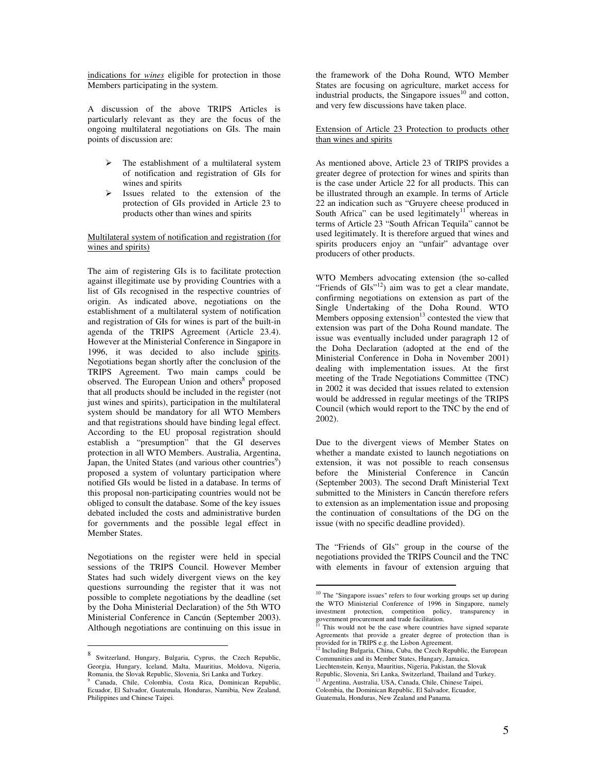<u>indications for *wines* eligible for protection in those Members participating in the system.</u>

A discussion of the above TRIPS Articles is particularly relevant as they are the focus of the ongoing multilateral negotiations on GIs. The main points of discussion are:

- The establishment of a multilateral system of notification and registration of GIs for wines and spirits
- Issues related to the extension of the protection of GIs provided in Article 23 to products other than wines and spirits

<u>Multilateral system of notification and registration (for wines and spirits)</u>

The aim of registering GIs is to facilitate protection against illegitimate use by providing Countries with a list of GIs recognised in the respective countries of origin. As indicated above, negotiations on the establishment of a multilateral system of notification and registration of GIs for wines is part of the built-in agenda of the TRIPS Agreement (Article 23.4). However at the Ministerial Conference in Singapore in 1996, it was decided to also include <u>spirits</u>. Negotiations began shortly after the conclusion of the TRIPS Agreement. Two main camps could be observed. The European Union and others[8] proposed that all products should be included in the register (not just wines and spirits), participation in the multilateral system should be mandatory for all WTO Members and that registrations should have binding legal effect. According to the EU proposal registration should establish a "presumption" that the GI deserves protection in all WTO Members. Australia, Argentina, Japan, the United States (and various other countries[9]) proposed a system of voluntary participation where notified GIs would be listed in a database. In terms of this proposal non-participating countries would not be obliged to consult the database. Some of the key issues debated included the costs and administrative burden for governments and the possible legal effect in Member States.

Negotiations on the register were held in special sessions of the TRIPS Council. However Member States had such widely divergent views on the key questions surrounding the register that it was not possible to complete negotiations by the deadline (set by the Doha Ministerial Declaration) of the 5th WTO Ministerial Conference in Cancún (September 2003). Although negotiations are continuing on this issue in the framework of the Doha Round, WTO Member States are focusing on agriculture, market access for industrial products, the Singapore issues[10] and cotton, and very few discussions have taken place.

<u>Extension of Article 23 Protection to products other than wines and spirits</u>

As mentioned above, Article 23 of TRIPS provides a greater degree of protection for wines and spirits than is the case under Article 22 for all products. This can be illustrated through an example. In terms of Article 22 an indication such as "Gruyere cheese produced in South Africa" can be used legitimately[11] whereas in terms of Article 23 "South African Tequila" cannot be used legitimately. It is therefore argued that wines and spirits producers enjoy an "unfair" advantage over producers of other products.

WTO Members advocating extension (the so-called "Friends of GIs"[12]) aim was to get a clear mandate, confirming negotiations on extension as part of the Single Undertaking of the Doha Round. WTO Members opposing extension[13] contested the view that extension was part of the Doha Round mandate. The issue was eventually included under paragraph 12 of the Doha Declaration (adopted at the end of the Ministerial Conference in Doha in November 2001) dealing with implementation issues. At the first meeting of the Trade Negotiations Committee (TNC) in 2002 it was decided that issues related to extension would be addressed in regular meetings of the TRIPS Council (which would report to the TNC by the end of 2002).

Due to the divergent views of Member States on whether a mandate existed to launch negotiations on extension, it was not possible to reach consensus before the Ministerial Conference in Cancún (September 2003). The second Draft Ministerial Text submitted to the Ministers in Cancún therefore refers to extension as an implementation issue and proposing the continuation of consultations of the DG on the issue (with no specific deadline provided).

The "Friends of GIs" group in the course of the negotiations provided the TRIPS Council and the TNC with elements in favour of extension arguing that

---

[8] Switzerland, Hungary, Bulgaria, Cyprus, the Czech Republic, Georgia, Hungary, Iceland, Malta, Mauritius, Moldova, Nigeria, Romania, the Slovak Republic, Slovenia, Sri Lanka and Turkey.

[9] Canada, Chile, Colombia, Costa Rica, Dominican Republic, Ecuador, El Salvador, Guatemala, Honduras, Namibia, New Zealand, Philippines and Chinese Taipei.

[10] The "Singapore issues" refers to four working groups set up during the WTO Ministerial Conference of 1996 in Singapore, namely investment protection, competition policy, transparency in government procurement and trade facilitation.

[11] This would not be the case where countries have signed separate Agreements that provide a greater degree of protection than is provided for in TRIPS e.g. the Lisbon Agreement.

[12] Including Bulgaria, China, Cuba, the Czech Republic, the European Communities and its Member States, Hungary, Jamaica, Liechtenstein, Kenya, Mauritius, Nigeria, Pakistan, the Slovak Republic, Slovenia, Sri Lanka, Switzerland, Thailand and Turkey.

[13] Argentina, Australia, USA, Canada, Chile, Chinese Taipei, Colombia, the Dominican Republic, El Salvador, Ecuador, Guatemala, Honduras, New Zealand and Panama.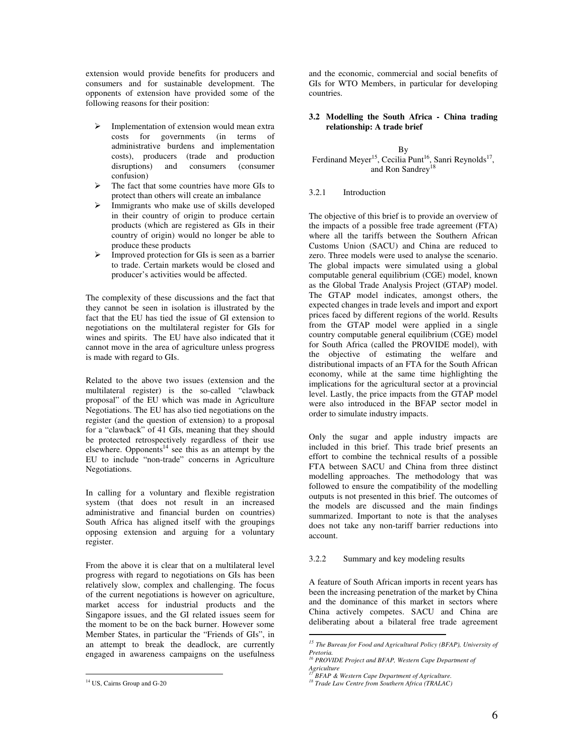extension would provide benefits for producers and consumers and for sustainable development. The opponents of extension have provided some of the following reasons for their position:

- Implementation of extension would mean extra costs for governments (in terms of administrative burdens and implementation costs), producers (trade and production disruptions) and consumers (consumer confusion)
- The fact that some countries have more GIs to protect than others will create an imbalance
- Immigrants who make use of skills developed in their country of origin to produce certain products (which are registered as GIs in their country of origin) would no longer be able to produce these products
- Improved protection for GIs is seen as a barrier to trade. Certain markets would be closed and producer's activities would be affected.

The complexity of these discussions and the fact that they cannot be seen in isolation is illustrated by the fact that the EU has tied the issue of GI extension to negotiations on the multilateral register for GIs for wines and spirits. The EU have also indicated that it cannot move in the area of agriculture unless progress is made with regard to GIs.

Related to the above two issues (extension and the multilateral register) is the so-called "clawback proposal" of the EU which was made in Agriculture Negotiations. The EU has also tied negotiations on the register (and the question of extension) to a proposal for a "clawback" of 41 GIs, meaning that they should be protected retrospectively regardless of their use elsewhere. Opponents[14] see this as an attempt by the EU to include "non-trade" concerns in Agriculture Negotiations.

In calling for a voluntary and flexible registration system (that does not result in an increased administrative and financial burden on countries) South Africa has aligned itself with the groupings opposing extension and arguing for a voluntary register.

From the above it is clear that on a multilateral level progress with regard to negotiations on GIs has been relatively slow, complex and challenging. The focus of the current negotiations is however on agriculture, market access for industrial products and the Singapore issues, and the GI related issues seem for the moment to be on the back burner. However some Member States, in particular the "Friends of GIs", in an attempt to break the deadlock, are currently engaged in awareness campaigns on the usefulness and the economic, commercial and social benefits of GIs for WTO Members, in particular for developing countries.

### 3.2 Modelling the South Africa - China trading relationship: A trade brief

By
Ferdinand Meyer[15], Cecilia Punt[16], Sanri Reynolds[17], and Ron Sandrey[18]

#### 3.2.1 Introduction

The objective of this brief is to provide an overview of the impacts of a possible free trade agreement (FTA) where all the tariffs between the Southern African Customs Union (SACU) and China are reduced to zero. Three models were used to analyse the scenario. The global impacts were simulated using a global computable general equilibrium (CGE) model, known as the Global Trade Analysis Project (GTAP) model. The GTAP model indicates, amongst others, the expected changes in trade levels and import and export prices faced by different regions of the world. Results from the GTAP model were applied in a single country computable general equilibrium (CGE) model for South Africa (called the PROVIDE model), with the objective of estimating the welfare and distributional impacts of an FTA for the South African economy, while at the same time highlighting the implications for the agricultural sector at a provincial level. Lastly, the price impacts from the GTAP model were also introduced in the BFAP sector model in order to simulate industry impacts.

Only the sugar and apple industry impacts are included in this brief. This trade brief presents an effort to combine the technical results of a possible FTA between SACU and China from three distinct modelling approaches. The methodology that was followed to ensure the compatibility of the modelling outputs is not presented in this brief. The outcomes of the models are discussed and the main findings summarized. Important to note is that the analyses does not take any non-tariff barrier reductions into account.

#### 3.2.2 Summary and key modeling results

A feature of South African imports in recent years has been the increasing penetration of the market by China and the dominance of this market in sectors where China actively competes. SACU and China are deliberating about a bilateral free trade agreement

---

[14] US, Cairns Group and G-20

*[15] The Bureau for Food and Agricultural Policy (BFAP), University of Pretoria.*

*[16] PROVIDE Project and BFAP, Western Cape Department of Agriculture*

*[17] BFAP & Western Cape Department of Agriculture.*

*[18] Trade Law Centre from Southern Africa (TRALAC)*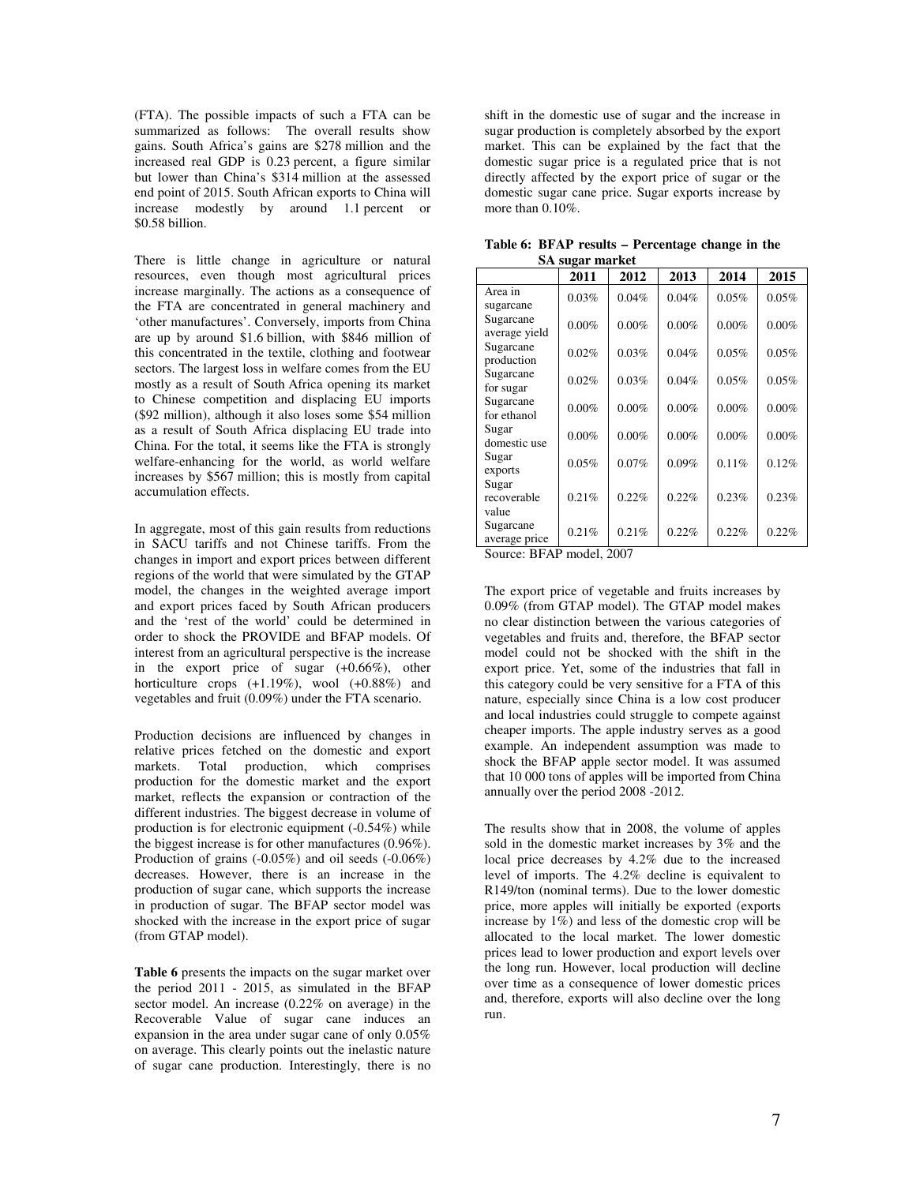(FTA). The possible impacts of such a FTA can be summarized as follows: The overall results show gains. South Africa's gains are $278 million and the increased real GDP is 0.23 percent, a figure similar but lower than China's $314 million at the assessed end point of 2015. South African exports to China will increase modestly by around 1.1 percent or $0.58 billion.

There is little change in agriculture or natural resources, even though most agricultural prices increase marginally. The actions as a consequence of the FTA are concentrated in general machinery and 'other manufactures'. Conversely, imports from China are up by around $1.6 billion, with $846 million of this concentrated in the textile, clothing and footwear sectors. The largest loss in welfare comes from the EU mostly as a result of South Africa opening its market to Chinese competition and displacing EU imports ($92 million), although it also loses some $54 million as a result of South Africa displacing EU trade into China. For the total, it seems like the FTA is strongly welfare-enhancing for the world, as world welfare increases by $567 million; this is mostly from capital accumulation effects.

In aggregate, most of this gain results from reductions in SACU tariffs and not Chinese tariffs. From the changes in import and export prices between different regions of the world that were simulated by the GTAP model, the changes in the weighted average import and export prices faced by South African producers and the 'rest of the world' could be determined in order to shock the PROVIDE and BFAP models. Of interest from an agricultural perspective is the increase in the export price of sugar (+0.66%), other horticulture crops (+1.19%), wool (+0.88%) and vegetables and fruit (0.09%) under the FTA scenario.

Production decisions are influenced by changes in relative prices fetched on the domestic and export markets. Total production, which comprises production for the domestic market and the export market, reflects the expansion or contraction of the different industries. The biggest decrease in volume of production is for electronic equipment (-0.54%) while the biggest increase is for other manufactures (0.96%). Production of grains (-0.05%) and oil seeds (-0.06%) decreases. However, there is an increase in the production of sugar cane, which supports the increase in production of sugar. The BFAP sector model was shocked with the increase in the export price of sugar (from GTAP model).

**Table 6** presents the impacts on the sugar market over the period 2011 - 2015, as simulated in the BFAP sector model. An increase (0.22% on average) in the Recoverable Value of sugar cane induces an expansion in the area under sugar cane of only 0.05% on average. This clearly points out the inelastic nature of sugar cane production. Interestingly, there is no shift in the domestic use of sugar and the increase in sugar production is completely absorbed by the export market. This can be explained by the fact that the domestic sugar price is a regulated price that is not directly affected by the export price of sugar or the domestic sugar cane price. Sugar exports increase by more than 0.10%.

**Table 6: BFAP results – Percentage change in the SA sugar market**

| | 2011 | 2012 | 2013 | 2014 | 2015 |
|---|---|---|---|---|---|
| Area in sugarcane | 0.03% | 0.04% | 0.04% | 0.05% | 0.05% |
| Sugarcane average yield | 0.00% | 0.00% | 0.00% | 0.00% | 0.00% |
| Sugarcane production | 0.02% | 0.03% | 0.04% | 0.05% | 0.05% |
| Sugarcane for sugar | 0.02% | 0.03% | 0.04% | 0.05% | 0.05% |
| Sugarcane for ethanol | 0.00% | 0.00% | 0.00% | 0.00% | 0.00% |
| Sugar domestic use | 0.00% | 0.00% | 0.00% | 0.00% | 0.00% |
| Sugar exports | 0.05% | 0.07% | 0.09% | 0.11% | 0.12% |
| Sugar recoverable value | 0.21% | 0.22% | 0.22% | 0.23% | 0.23% |
| Sugarcane average price | 0.21% | 0.21% | 0.22% | 0.22% | 0.22% |

Source: BFAP model, 2007

The export price of vegetable and fruits increases by 0.09% (from GTAP model). The GTAP model makes no clear distinction between the various categories of vegetables and fruits and, therefore, the BFAP sector model could not be shocked with the shift in the export price. Yet, some of the industries that fall in this category could be very sensitive for a FTA of this nature, especially since China is a low cost producer and local industries could struggle to compete against cheaper imports. The apple industry serves as a good example. An independent assumption was made to shock the BFAP apple sector model. It was assumed that 10 000 tons of apples will be imported from China annually over the period 2008 -2012.

The results show that in 2008, the volume of apples sold in the domestic market increases by 3% and the local price decreases by 4.2% due to the increased level of imports. The 4.2% decline is equivalent to R149/ton (nominal terms). Due to the lower domestic price, more apples will initially be exported (exports increase by 1%) and less of the domestic crop will be allocated to the local market. The lower domestic prices lead to lower production and export levels over the long run. However, local production will decline over time as a consequence of lower domestic prices and, therefore, exports will also decline over the long run.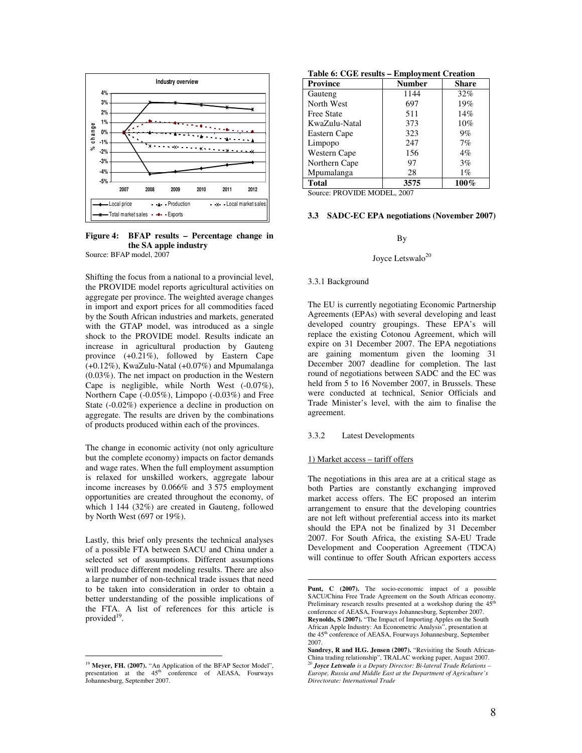Industry overview

4%
3%
2%
1%
0%
-1%
-2%
-3%
-4%
-5%

% change

2007 2008 2009 2010 2011 2012

Local price
Production
Local market sales
Total market sales
Exports

**Figure 4: BFAP results – Percentage change in the SA apple industry**

Source: BFAP model, 2007

Shifting the focus from a national to a provincial level, the PROVIDE model reports agricultural activities on aggregate per province. The weighted average changes in import and export prices for all commodities faced by the South African industries and markets, generated with the GTAP model, was introduced as a single shock to the PROVIDE model. Results indicate an increase in agricultural production by Gauteng province (+0.21%), followed by Eastern Cape (+0.12%), KwaZulu-Natal (+0.07%) and Mpumalanga (0.03%). The net impact on production in the Western Cape is negligible, while North West (-0.07%), Northern Cape (-0.05%), Limpopo (-0.03%) and Free State (-0.02%) experience a decline in production on aggregate. The results are driven by the combinations of products produced within each of the provinces.

The change in economic activity (not only agriculture but the complete economy) impacts on factor demands and wage rates. When the full employment assumption is relaxed for unskilled workers, aggregate labour income increases by 0.066% and 3 575 employment opportunities are created throughout the economy, of which 1 144 (32%) are created in Gauteng, followed by North West (697 or 19%).

Lastly, this brief only presents the technical analyses of a possible FTA between SACU and China under a selected set of assumptions. Different assumptions will produce different modeling results. There are also a large number of non-technical trade issues that need to be taken into consideration in order to obtain a better understanding of the possible implications of the FTA. A list of references for this article is provided[19].

**Table 6: CGE results – Employment Creation**

| Province | Number | Share |
|---|---|---|
| Gauteng | 1144 | 32% |
| North West | 697 | 19% |
| Free State | 511 | 14% |
| KwaZulu-Natal | 373 | 10% |
| Eastern Cape | 323 | 9% |
| Limpopo | 247 | 7% |
| Western Cape | 156 | 4% |
| Northern Cape | 97 | 3% |
| Mpumalanga | 28 | 1% |
| **Total** | **3575** | **100%** |

Source: PROVIDE MODEL, 2007

### 3.3 SADC-EC EPA negotiations (November 2007)

By

Joyce Letswalo[20]

#### 3.3.1 Background

The EU is currently negotiating Economic Partnership Agreements (EPAs) with several developing and least developed country groupings. These EPA's will replace the existing Cotonou Agreement, which will expire on 31 December 2007. The EPA negotiations are gaining momentum given the looming 31 December 2007 deadline for completion. The last round of negotiations between SADC and the EC was held from 5 to 16 November 2007, in Brussels. These were conducted at technical, Senior Officials and Trade Minister's level, with the aim to finalise the agreement.

#### 3.3.2 Latest Developments

1) Market access – tariff offers

The negotiations in this area are at a critical stage as both Parties are constantly exchanging improved market access offers. The EC proposed an interim arrangement to ensure that the developing countries are not left without preferential access into its market should the EPA not be finalized by 31 December 2007. For South Africa, the existing SA-EU Trade Development and Cooperation Agreement (TDCA) will continue to offer South African exporters access

---

[19] **Meyer, FH. (2007).** "An Application of the BFAP Sector Model", presentation at the 45th conference of AEASA, Fourways Johannesburg, September 2007.

**Punt, C (2007).** The socio-economic impact of a possible SACU/China Free Trade Agreement on the South African economy. Preliminary research results presented at a workshop during the 45th conference of AEASA, Fourways Johannesburg, September 2007.

**Reynolds, S (2007).** "The Impact of Importing Apples on the South African Apple Industry: An Econometric Analysis", presentation at the 45th conference of AEASA, Fourways Johannesburg, September 2007.

**Sandrey, R and H.G. Jensen (2007).** "Revisiting the South African-China trading relationship", TRALAC working paper, August 2007.

[20] ***Joyce Letswalo** is a Deputy Director: Bi-lateral Trade Relations – Europe, Russia and Middle East at the Department of Agriculture's Directorate: International Trade*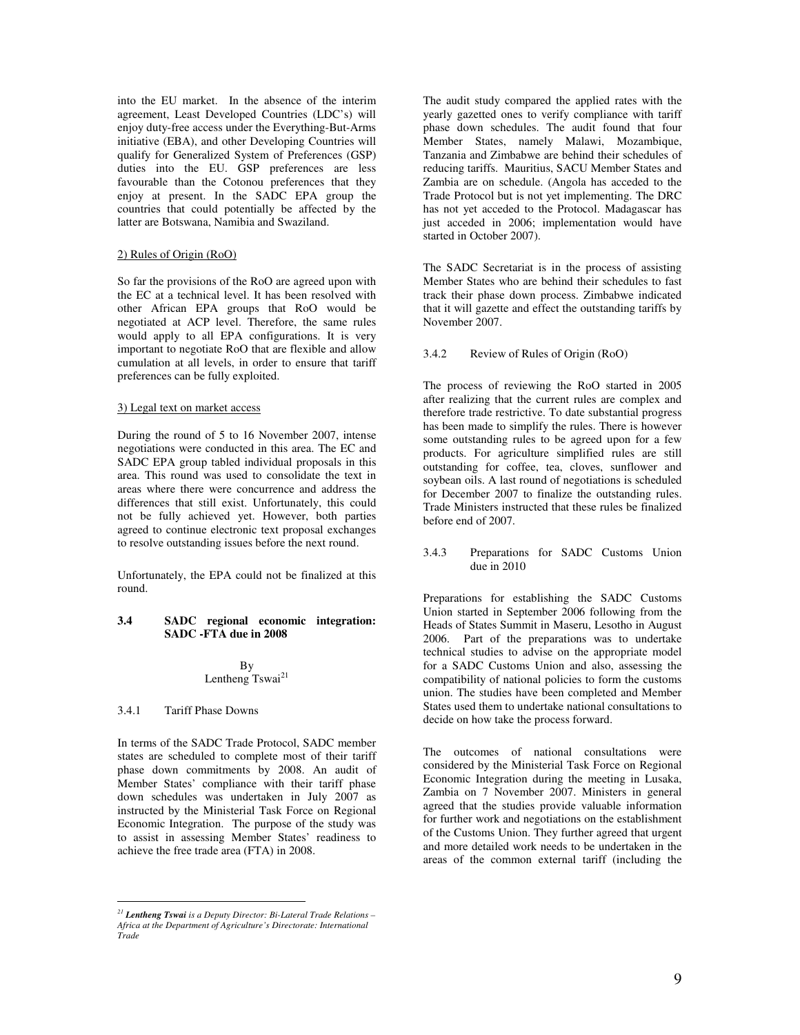into the EU market. In the absence of the interim agreement, Least Developed Countries (LDC's) will enjoy duty-free access under the Everything-But-Arms initiative (EBA), and other Developing Countries will qualify for Generalized System of Preferences (GSP) duties into the EU. GSP preferences are less favourable than the Cotonou preferences that they enjoy at present. In the SADC EPA group the countries that could potentially be affected by the latter are Botswana, Namibia and Swaziland.

2) Rules of Origin (RoO)

So far the provisions of the RoO are agreed upon with the EC at a technical level. It has been resolved with other African EPA groups that RoO would be negotiated at ACP level. Therefore, the same rules would apply to all EPA configurations. It is very important to negotiate RoO that are flexible and allow cumulation at all levels, in order to ensure that tariff preferences can be fully exploited.

3) Legal text on market access

During the round of 5 to 16 November 2007, intense negotiations were conducted in this area. The EC and SADC EPA group tabled individual proposals in this area. This round was used to consolidate the text in areas where there were concurrence and address the differences that still exist. Unfortunately, this could not be fully achieved yet. However, both parties agreed to continue electronic text proposal exchanges to resolve outstanding issues before the next round.

Unfortunately, the EPA could not be finalized at this round.

### 3.4 SADC regional economic integration: SADC -FTA due in 2008

By
Lentheng Tswai[21]

#### 3.4.1 Tariff Phase Downs

In terms of the SADC Trade Protocol, SADC member states are scheduled to complete most of their tariff phase down commitments by 2008. An audit of Member States' compliance with their tariff phase down schedules was undertaken in July 2007 as instructed by the Ministerial Task Force on Regional Economic Integration. The purpose of the study was to assist in assessing Member States' readiness to achieve the free trade area (FTA) in 2008.

The audit study compared the applied rates with the yearly gazetted ones to verify compliance with tariff phase down schedules. The audit found that four Member States, namely Malawi, Mozambique, Tanzania and Zimbabwe are behind their schedules of reducing tariffs. Mauritius, SACU Member States and Zambia are on schedule. (Angola has acceded to the Trade Protocol but is not yet implementing. The DRC has not yet acceded to the Protocol. Madagascar has just acceded in 2006; implementation would have started in October 2007).

The SADC Secretariat is in the process of assisting Member States who are behind their schedules to fast track their phase down process. Zimbabwe indicated that it will gazette and effect the outstanding tariffs by November 2007.

#### 3.4.2 Review of Rules of Origin (RoO)

The process of reviewing the RoO started in 2005 after realizing that the current rules are complex and therefore trade restrictive. To date substantial progress has been made to simplify the rules. There is however some outstanding rules to be agreed upon for a few products. For agriculture simplified rules are still outstanding for coffee, tea, cloves, sunflower and soybean oils. A last round of negotiations is scheduled for December 2007 to finalize the outstanding rules. Trade Ministers instructed that these rules be finalized before end of 2007.

#### 3.4.3 Preparations for SADC Customs Union due in 2010

Preparations for establishing the SADC Customs Union started in September 2006 following from the Heads of States Summit in Maseru, Lesotho in August 2006. Part of the preparations was to undertake technical studies to advise on the appropriate model for a SADC Customs Union and also, assessing the compatibility of national policies to form the customs union. The studies have been completed and Member States used them to undertake national consultations to decide on how take the process forward.

The outcomes of national consultations were considered by the Ministerial Task Force on Regional Economic Integration during the meeting in Lusaka, Zambia on 7 November 2007. Ministers in general agreed that the studies provide valuable information for further work and negotiations on the establishment of the Customs Union. They further agreed that urgent and more detailed work needs to be undertaken in the areas of the common external tariff (including the

[21] ***Lentheng Tswai*** *is a Deputy Director: Bi-Lateral Trade Relations – Africa at the Department of Agriculture's Directorate: International Trade*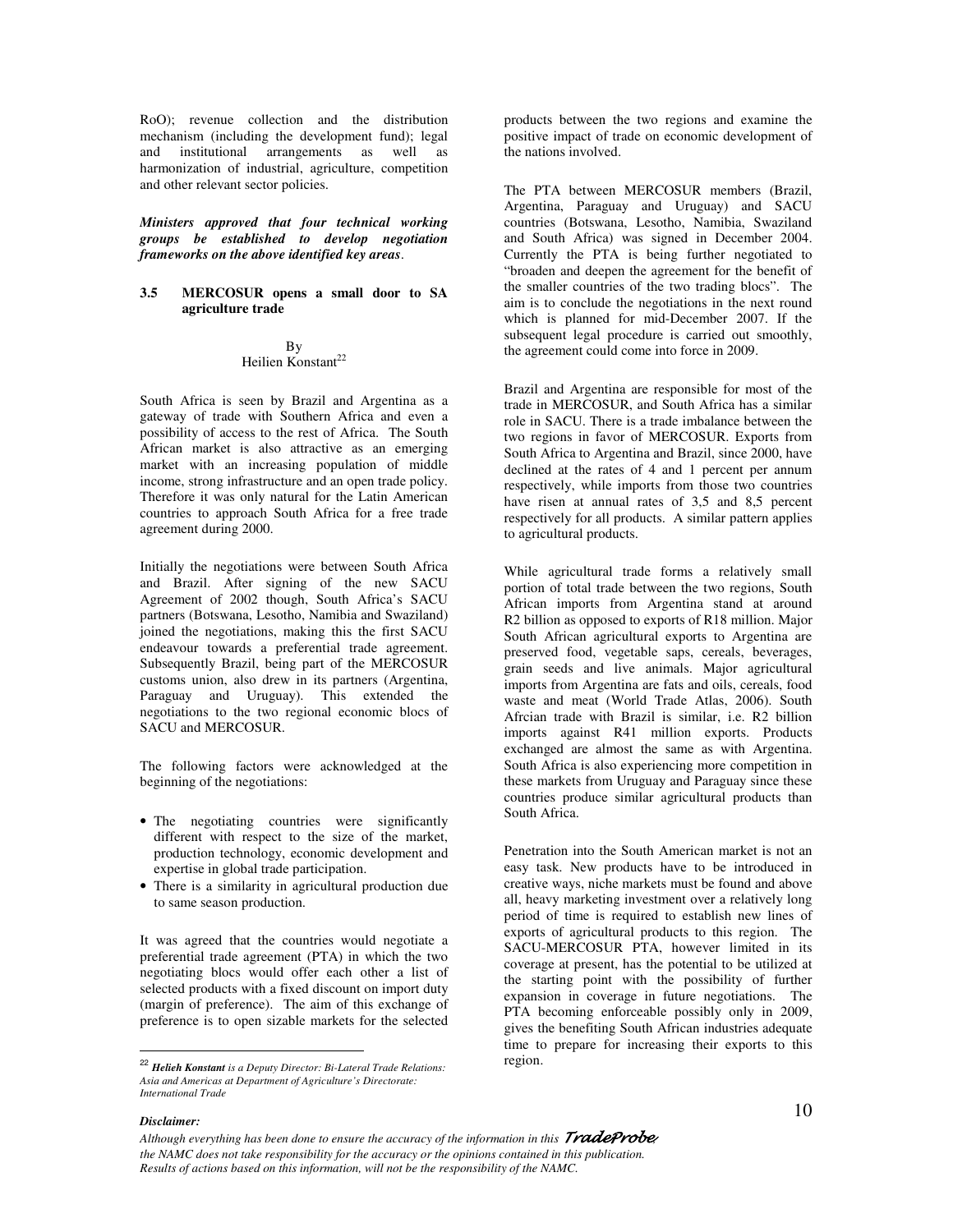RoO); revenue collection and the distribution mechanism (including the development fund); legal and institutional arrangements as well as harmonization of industrial, agriculture, competition and other relevant sector policies.

***Ministers approved that four technical working groups be established to develop negotiation frameworks on the above identified key areas***.

### 3.5 MERCOSUR opens a small door to SA agriculture trade

By
Heilien Konstant[22]

South Africa is seen by Brazil and Argentina as a gateway of trade with Southern Africa and even a possibility of access to the rest of Africa. The South African market is also attractive as an emerging market with an increasing population of middle income, strong infrastructure and an open trade policy. Therefore it was only natural for the Latin American countries to approach South Africa for a free trade agreement during 2000.

Initially the negotiations were between South Africa and Brazil. After signing of the new SACU Agreement of 2002 though, South Africa's SACU partners (Botswana, Lesotho, Namibia and Swaziland) joined the negotiations, making this the first SACU endeavour towards a preferential trade agreement. Subsequently Brazil, being part of the MERCOSUR customs union, also drew in its partners (Argentina, Paraguay and Uruguay). This extended the negotiations to the two regional economic blocs of SACU and MERCOSUR.

The following factors were acknowledged at the beginning of the negotiations:

- The negotiating countries were significantly different with respect to the size of the market, production technology, economic development and expertise in global trade participation.
- There is a similarity in agricultural production due to same season production.

It was agreed that the countries would negotiate a preferential trade agreement (PTA) in which the two negotiating blocs would offer each other a list of selected products with a fixed discount on import duty (margin of preference). The aim of this exchange of preference is to open sizable markets for the selected products between the two regions and examine the positive impact of trade on economic development of the nations involved.

The PTA between MERCOSUR members (Brazil, Argentina, Paraguay and Uruguay) and SACU countries (Botswana, Lesotho, Namibia, Swaziland and South Africa) was signed in December 2004. Currently the PTA is being further negotiated to "broaden and deepen the agreement for the benefit of the smaller countries of the two trading blocs". The aim is to conclude the negotiations in the next round which is planned for mid-December 2007. If the subsequent legal procedure is carried out smoothly, the agreement could come into force in 2009.

Brazil and Argentina are responsible for most of the trade in MERCOSUR, and South Africa has a similar role in SACU. There is a trade imbalance between the two regions in favor of MERCOSUR. Exports from South Africa to Argentina and Brazil, since 2000, have declined at the rates of 4 and 1 percent per annum respectively, while imports from those two countries have risen at annual rates of 3,5 and 8,5 percent respectively for all products. A similar pattern applies to agricultural products.

While agricultural trade forms a relatively small portion of total trade between the two regions, South African imports from Argentina stand at around R2 billion as opposed to exports of R18 million. Major South African agricultural exports to Argentina are preserved food, vegetable saps, cereals, beverages, grain seeds and live animals. Major agricultural imports from Argentina are fats and oils, cereals, food waste and meat (World Trade Atlas, 2006). South African trade with Brazil is similar, i.e. R2 billion imports against R41 million exports. Products exchanged are almost the same as with Argentina. South Africa is also experiencing more competition in these markets from Uruguay and Paraguay since these countries produce similar agricultural products than South Africa.

Penetration into the South American market is not an easy task. New products have to be introduced in creative ways, niche markets must be found and above all, heavy marketing investment over a relatively long period of time is required to establish new lines of exports of agricultural products to this region. The SACU-MERCOSUR PTA, however limited in its coverage at present, has the potential to be utilized at the starting point with the possibility of further expansion in coverage in future negotiations. The PTA becoming enforceable possibly only in 2009, gives the benefiting South African industries adequate time to prepare for increasing their exports to this region.

[22] ***Helieh Konstant** is a Deputy Director: Bi-Lateral Trade Relations: Asia and Americas at Department of Agriculture's Directorate: International Trade*

***Disclaimer:***

*Although everything has been done to ensure the accuracy of the information in this TradeProbe, the NAMC does not take responsibility for the accuracy or the opinions contained in this publication. Results of actions based on this information, will not be the responsibility of the NAMC.*